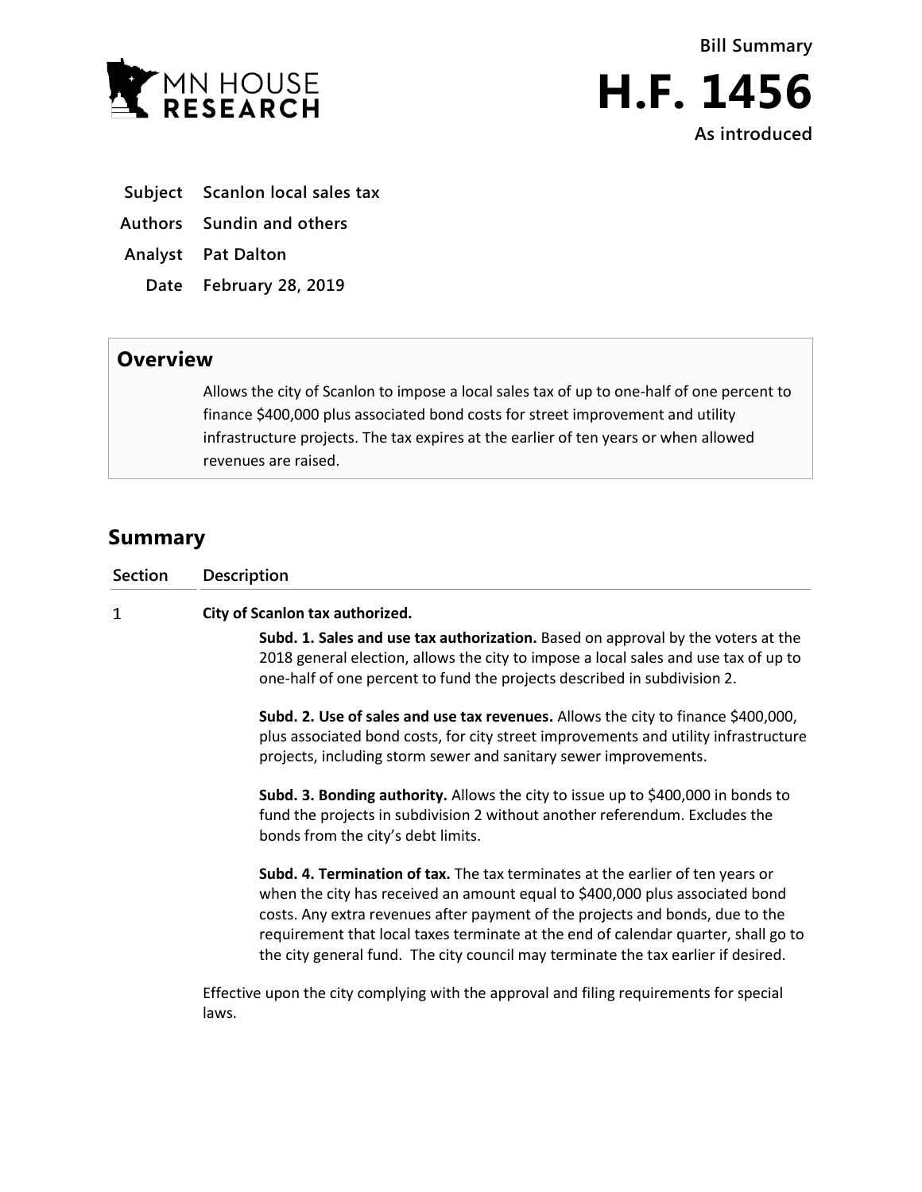MN HOUSE RESEARCH

**Bill Summary**

# H.F. 1456

**As introduced**

| | |
|---|---|
| **Subject** | **Scanlon local sales tax** |
| **Authors** | **Sundin and others** |
| **Analyst** | **Pat Dalton** |
| **Date** | **February 28, 2019** |

## Overview

Allows the city of Scanlon to impose a local sales tax of up to one-half of one percent to finance $400,000 plus associated bond costs for street improvement and utility infrastructure projects. The tax expires at the earlier of ten years or when allowed revenues are raised.

## Summary

| Section | Description |
|---|---|
| 1 | **City of Scanlon tax authorized.** |

**Subd. 1. Sales and use tax authorization.** Based on approval by the voters at the 2018 general election, allows the city to impose a local sales and use tax of up to one-half of one percent to fund the projects described in subdivision 2.

**Subd. 2. Use of sales and use tax revenues.** Allows the city to finance $400,000, plus associated bond costs, for city street improvements and utility infrastructure projects, including storm sewer and sanitary sewer improvements.

**Subd. 3. Bonding authority.** Allows the city to issue up to $400,000 in bonds to fund the projects in subdivision 2 without another referendum. Excludes the bonds from the city's debt limits.

**Subd. 4. Termination of tax.** The tax terminates at the earlier of ten years or when the city has received an amount equal to $400,000 plus associated bond costs. Any extra revenues after payment of the projects and bonds, due to the requirement that local taxes terminate at the end of calendar quarter, shall go to the city general fund. The city council may terminate the tax earlier if desired.

Effective upon the city complying with the approval and filing requirements for special laws.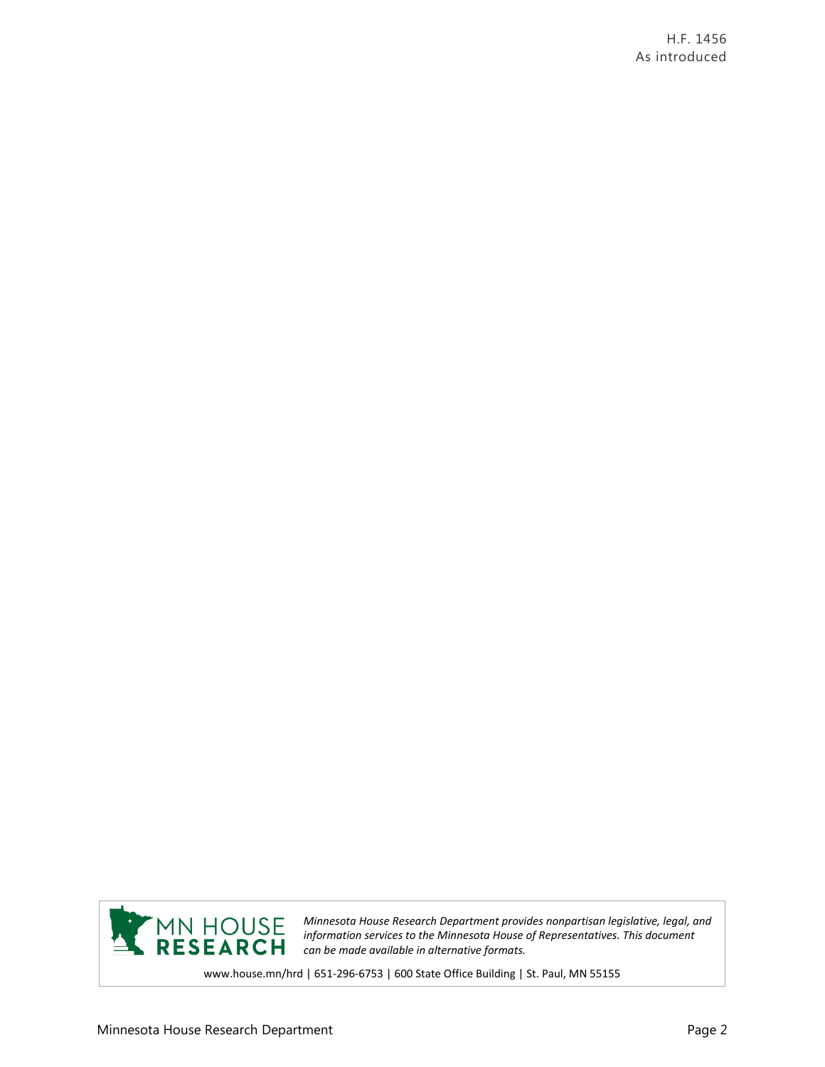MN HOUSE RESEARCH

*Minnesota House Research Department provides nonpartisan legislative, legal, and information services to the Minnesota House of Representatives. This document can be made available in alternative formats.*

www.house.mn/hrd | 651-296-6753 | 600 State Office Building | St. Paul, MN 55155